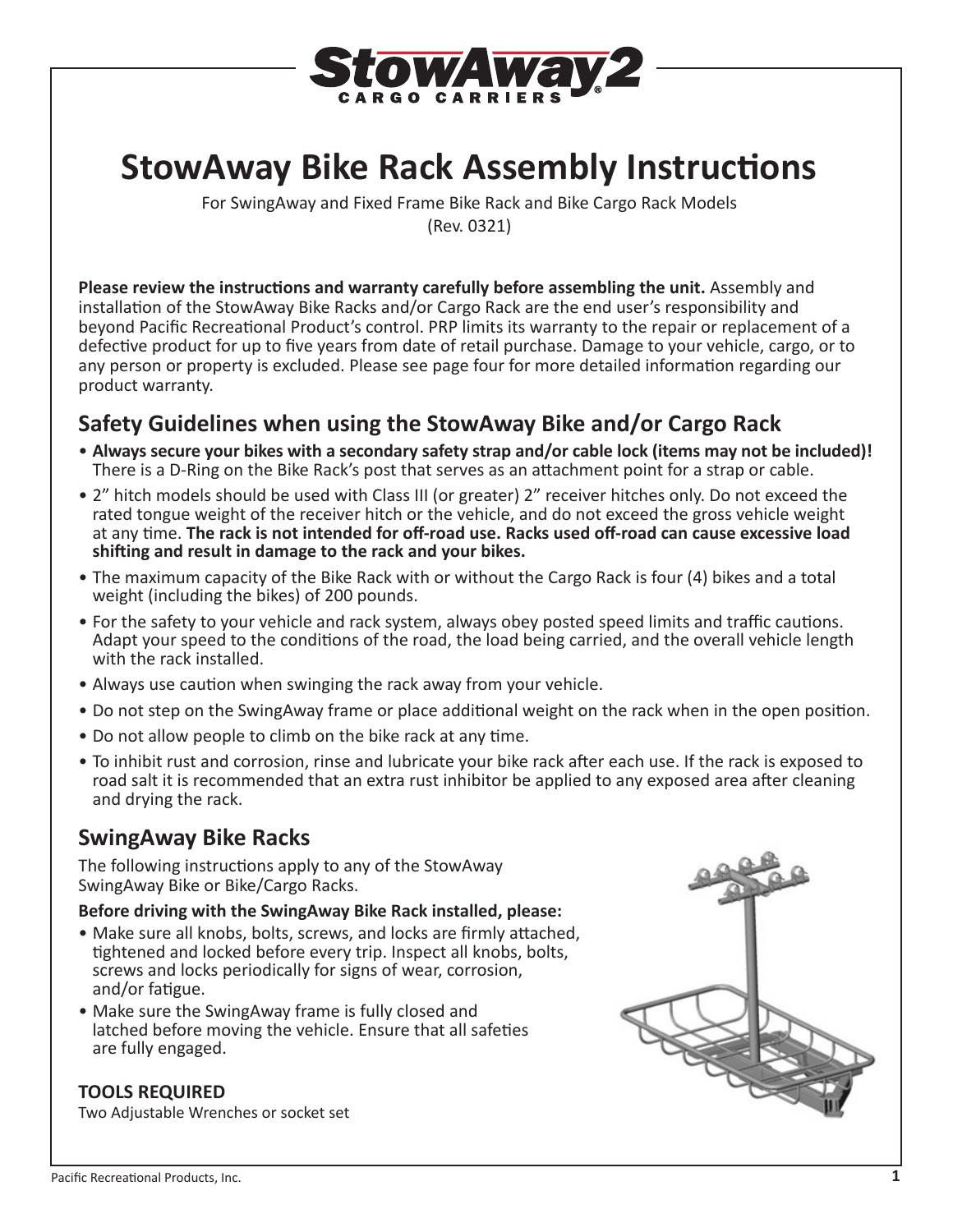StowAway2 CARGO CARRIERS

# StowAway Bike Rack Assembly Instructions

For SwingAway and Fixed Frame Bike Rack and Bike Cargo Rack Models
(Rev. 0321)

**Please review the instructions and warranty carefully before assembling the unit.** Assembly and installation of the StowAway Bike Racks and/or Cargo Rack are the end user's responsibility and beyond Pacific Recreational Product's control. PRP limits its warranty to the repair or replacement of a defective product for up to five years from date of retail purchase. Damage to your vehicle, cargo, or to any person or property is excluded. Please see page four for more detailed information regarding our product warranty.

## Safety Guidelines when using the StowAway Bike and/or Cargo Rack

- **Always secure your bikes with a secondary safety strap and/or cable lock (items may not be included)!** There is a D-Ring on the Bike Rack's post that serves as an attachment point for a strap or cable.
- 2" hitch models should be used with Class III (or greater) 2" receiver hitches only. Do not exceed the rated tongue weight of the receiver hitch or the vehicle, and do not exceed the gross vehicle weight at any time. **The rack is not intended for off-road use. Racks used off-road can cause excessive load shifting and result in damage to the rack and your bikes.**
- The maximum capacity of the Bike Rack with or without the Cargo Rack is four (4) bikes and a total weight (including the bikes) of 200 pounds.
- For the safety to your vehicle and rack system, always obey posted speed limits and traffic cautions. Adapt your speed to the conditions of the road, the load being carried, and the overall vehicle length with the rack installed.
- Always use caution when swinging the rack away from your vehicle.
- Do not step on the SwingAway frame or place additional weight on the rack when in the open position.
- Do not allow people to climb on the bike rack at any time.
- To inhibit rust and corrosion, rinse and lubricate your bike rack after each use. If the rack is exposed to road salt it is recommended that an extra rust inhibitor be applied to any exposed area after cleaning and drying the rack.

## SwingAway Bike Racks

The following instructions apply to any of the StowAway SwingAway Bike or Bike/Cargo Racks.

**Before driving with the SwingAway Bike Rack installed, please:**

- Make sure all knobs, bolts, screws, and locks are firmly attached, tightened and locked before every trip. Inspect all knobs, bolts, screws and locks periodically for signs of wear, corrosion, and/or fatigue.
- Make sure the SwingAway frame is fully closed and latched before moving the vehicle. Ensure that all safeties are fully engaged.

### TOOLS REQUIRED

Two Adjustable Wrenches or socket set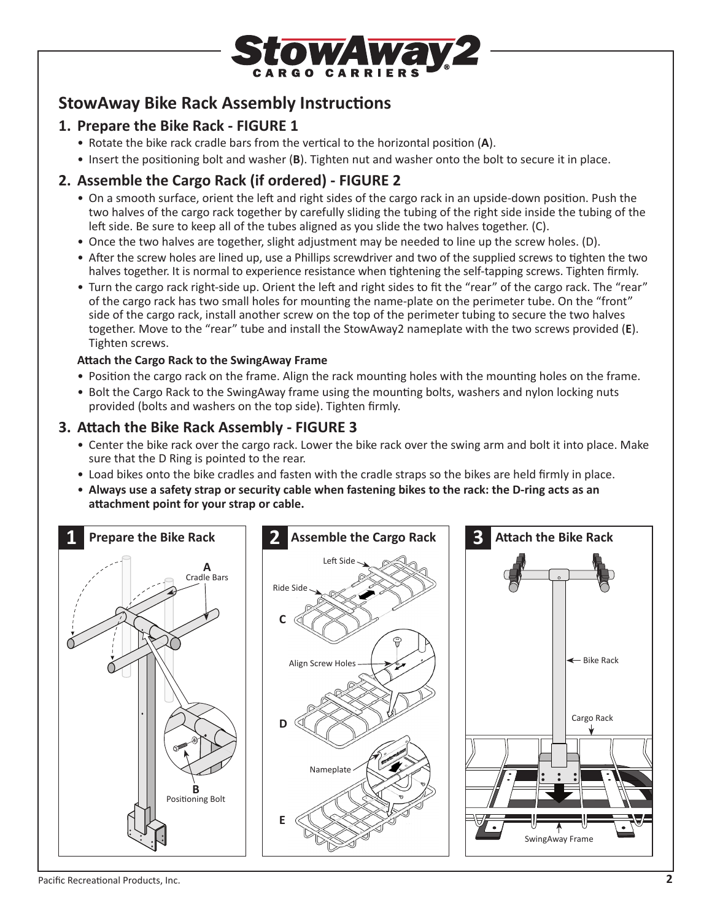# StowAway Bike Rack Assembly Instructions

## 1. Prepare the Bike Rack - FIGURE 1

- Rotate the bike rack cradle bars from the vertical to the horizontal position (**A**).
- Insert the positioning bolt and washer (**B**). Tighten nut and washer onto the bolt to secure it in place.

## 2. Assemble the Cargo Rack (if ordered) - FIGURE 2

- On a smooth surface, orient the left and right sides of the cargo rack in an upside-down position. Push the two halves of the cargo rack together by carefully sliding the tubing of the right side inside the tubing of the left side. Be sure to keep all of the tubes aligned as you slide the two halves together. (C).
- Once the two halves are together, slight adjustment may be needed to line up the screw holes. (D).
- After the screw holes are lined up, use a Phillips screwdriver and two of the supplied screws to tighten the two halves together. It is normal to experience resistance when tightening the self-tapping screws. Tighten firmly.
- Turn the cargo rack right-side up. Orient the left and right sides to fit the "rear" of the cargo rack. The "rear" of the cargo rack has two small holes for mounting the name-plate on the perimeter tube. On the "front" side of the cargo rack, install another screw on the top of the perimeter tubing to secure the two halves together. Move to the "rear" tube and install the StowAway2 nameplate with the two screws provided (**E**). Tighten screws.

#### Attach the Cargo Rack to the SwingAway Frame

- Position the cargo rack on the frame. Align the rack mounting holes with the mounting holes on the frame.
- Bolt the Cargo Rack to the SwingAway frame using the mounting bolts, washers and nylon locking nuts provided (bolts and washers on the top side). Tighten firmly.

## 3. Attach the Bike Rack Assembly - FIGURE 3

- Center the bike rack over the cargo rack. Lower the bike rack over the swing arm and bolt it into place. Make sure that the D Ring is pointed to the rear.
- Load bikes onto the bike cradles and fasten with the cradle straps so the bikes are held firmly in place.
- **Always use a safety strap or security cable when fastening bikes to the rack: the D-ring acts as an attachment point for your strap or cable.**

**1 Prepare the Bike Rack**

A Cradle Bars

B Positioning Bolt

**2 Assemble the Cargo Rack**

Left Side

Ride Side

C

Align Screw Holes

D

Nameplate

E

**3 Attach the Bike Rack**

Bike Rack

Cargo Rack

SwingAway Frame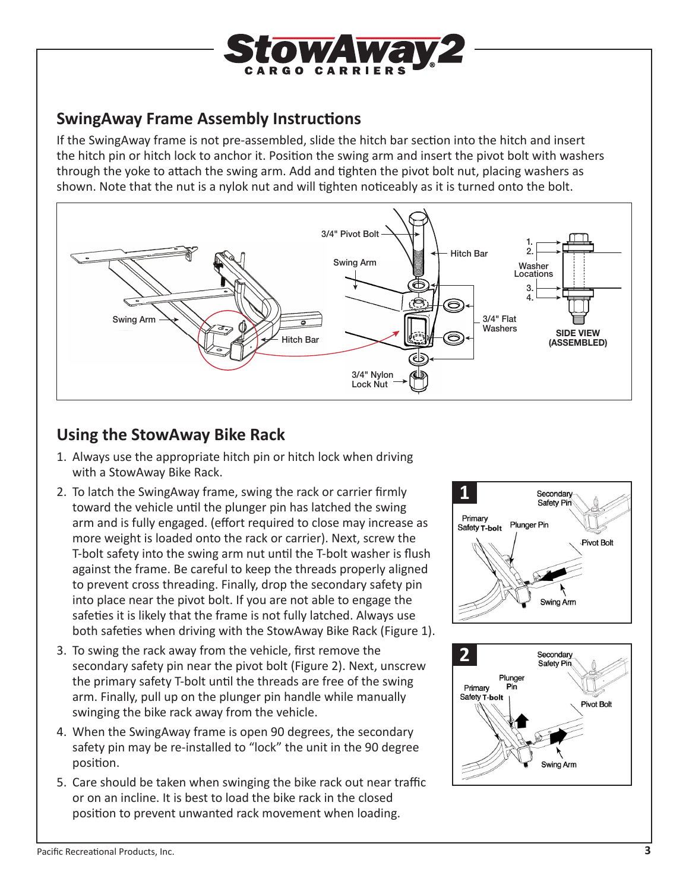## SwingAway Frame Assembly Instructions

If the SwingAway frame is not pre-assembled, slide the hitch bar section into the hitch and insert the hitch pin or hitch lock to anchor it. Position the swing arm and insert the pivot bolt with washers through the yoke to attach the swing arm. Add and tighten the pivot bolt nut, placing washers as shown. Note that the nut is a nylok nut and will tighten noticeably as it is turned onto the bolt.

## Using the StowAway Bike Rack

1. Always use the appropriate hitch pin or hitch lock when driving with a StowAway Bike Rack.
2. To latch the SwingAway frame, swing the rack or carrier firmly toward the vehicle until the plunger pin has latched the swing arm and is fully engaged. (effort required to close may increase as more weight is loaded onto the rack or carrier). Next, screw the T-bolt safety into the swing arm nut until the T-bolt washer is flush against the frame. Be careful to keep the threads properly aligned to prevent cross threading. Finally, drop the secondary safety pin into place near the pivot bolt. If you are not able to engage the safeties it is likely that the frame is not fully latched. Always use both safeties when driving with the StowAway Bike Rack (Figure 1).
3. To swing the rack away from the vehicle, first remove the secondary safety pin near the pivot bolt (Figure 2). Next, unscrew the primary safety T-bolt until the threads are free of the swing arm. Finally, pull up on the plunger pin handle while manually swinging the bike rack away from the vehicle.
4. When the SwingAway frame is open 90 degrees, the secondary safety pin may be re-installed to "lock" the unit in the 90 degree position.
5. Care should be taken when swinging the bike rack out near traffic or on an incline. It is best to load the bike rack in the closed position to prevent unwanted rack movement when loading.

Pacific Recreational Products, Inc.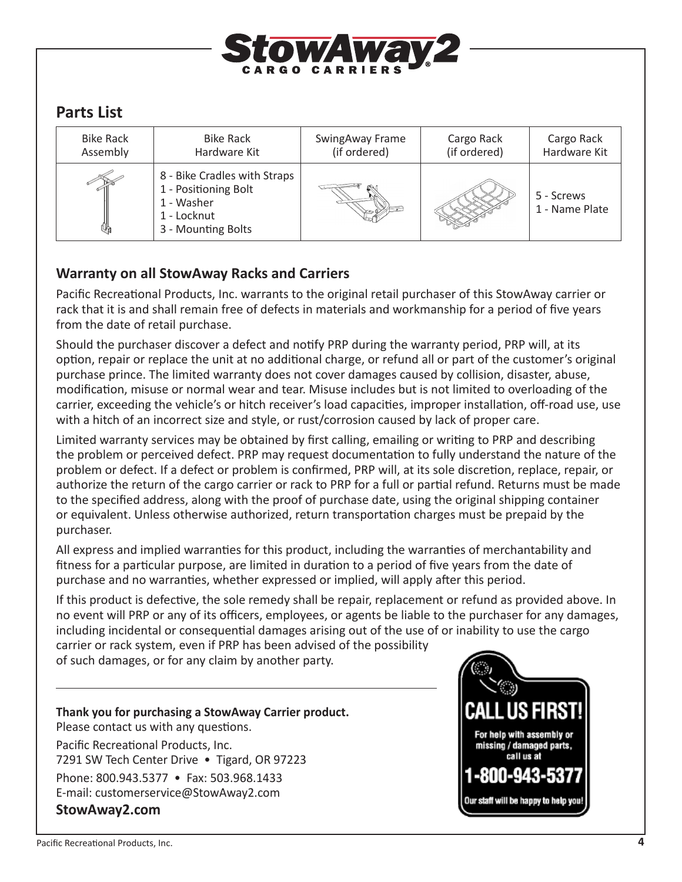# StowAway2 CARGO CARRIERS

## Parts List

| Bike Rack Assembly | Bike Rack Hardware Kit | SwingAway Frame (if ordered) | Cargo Rack (if ordered) | Cargo Rack Hardware Kit |
|---|---|---|---|---|
| | 8 - Bike Cradles with Straps<br>1 - Positioning Bolt<br>1 - Washer<br>1 - Locknut<br>3 - Mounting Bolts | | | 5 - Screws<br>1 - Name Plate |

## Warranty on all StowAway Racks and Carriers

Pacific Recreational Products, Inc. warrants to the original retail purchaser of this StowAway carrier or rack that it is and shall remain free of defects in materials and workmanship for a period of five years from the date of retail purchase.

Should the purchaser discover a defect and notify PRP during the warranty period, PRP will, at its option, repair or replace the unit at no additional charge, or refund all or part of the customer's original purchase prince. The limited warranty does not cover damages caused by collision, disaster, abuse, modification, misuse or normal wear and tear. Misuse includes but is not limited to overloading of the carrier, exceeding the vehicle's or hitch receiver's load capacities, improper installation, off-road use, use with a hitch of an incorrect size and style, or rust/corrosion caused by lack of proper care.

Limited warranty services may be obtained by first calling, emailing or writing to PRP and describing the problem or perceived defect. PRP may request documentation to fully understand the nature of the problem or defect. If a defect or problem is confirmed, PRP will, at its sole discretion, replace, repair, or authorize the return of the cargo carrier or rack to PRP for a full or partial refund. Returns must be made to the specified address, along with the proof of purchase date, using the original shipping container or equivalent. Unless otherwise authorized, return transportation charges must be prepaid by the purchaser.

All express and implied warranties for this product, including the warranties of merchantability and fitness for a particular purpose, are limited in duration to a period of five years from the date of purchase and no warranties, whether expressed or implied, will apply after this period.

If this product is defective, the sole remedy shall be repair, replacement or refund as provided above. In no event will PRP or any of its officers, employees, or agents be liable to the purchaser for any damages, including incidental or consequential damages arising out of the use of or inability to use the cargo carrier or rack system, even if PRP has been advised of the possibility of such damages, or for any claim by another party.

---

**Thank you for purchasing a StowAway Carrier product.**
Please contact us with any questions.

Pacific Recreational Products, Inc.
7291 SW Tech Center Drive • Tigard, OR 97223

Phone: 800.943.5377 • Fax: 503.968.1433
E-mail: customerservice@StowAway2.com

**StowAway2.com**

**CALL US FIRST!**

For help with assembly or missing / damaged parts, call us at

**1-800-943-5377**

Our staff will be happy to help you!